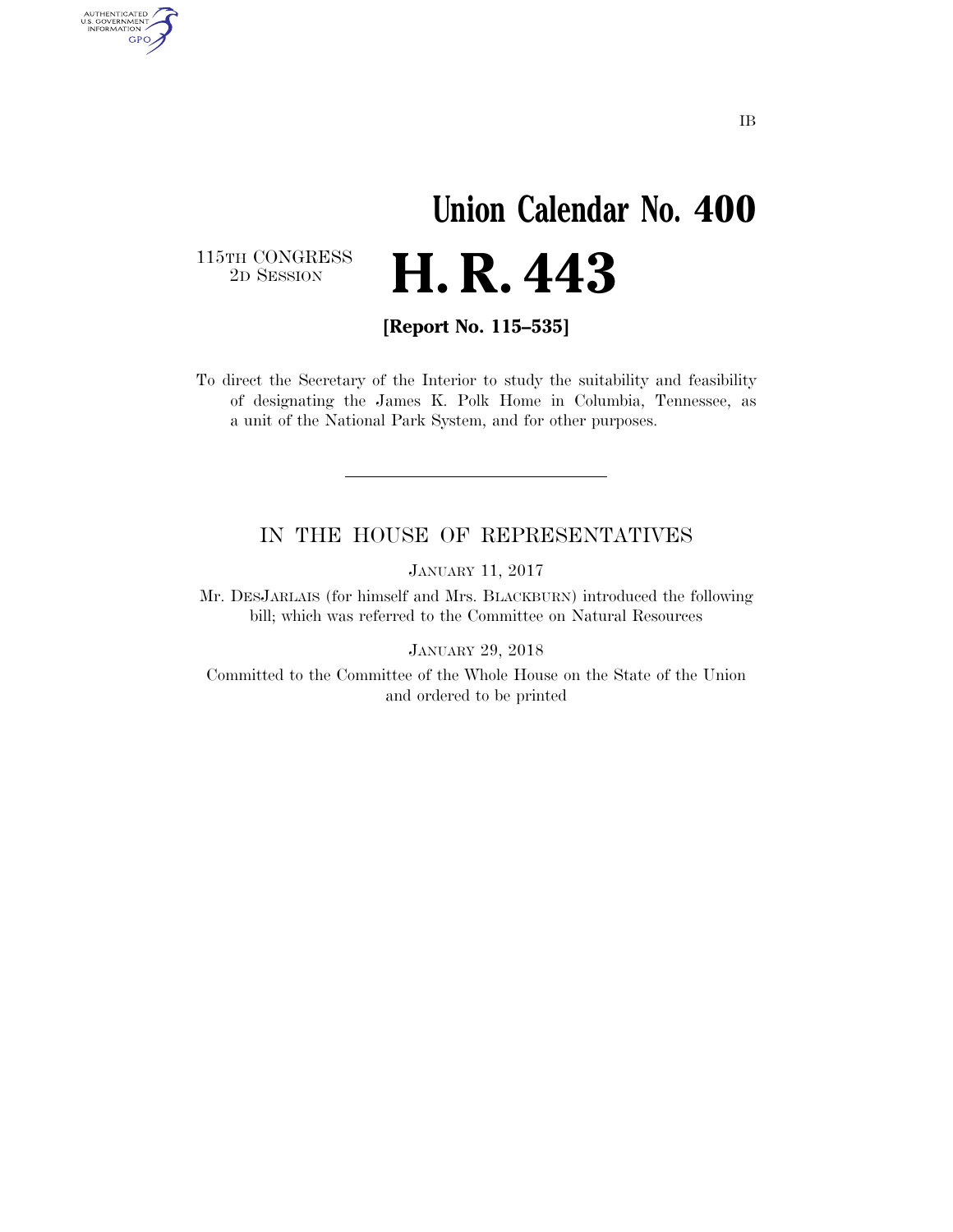IB

# Union Calendar No. 400

115TH CONGRESS
2D SESSION

# H. R. 443

**[Report No. 115–535]**

To direct the Secretary of the Interior to study the suitability and feasibility of designating the James K. Polk Home in Columbia, Tennessee, as a unit of the National Park System, and for other purposes.

---

IN THE HOUSE OF REPRESENTATIVES

JANUARY 11, 2017

Mr. DESJARLAIS (for himself and Mrs. BLACKBURN) introduced the following bill; which was referred to the Committee on Natural Resources

JANUARY 29, 2018

Committed to the Committee of the Whole House on the State of the Union and ordered to be printed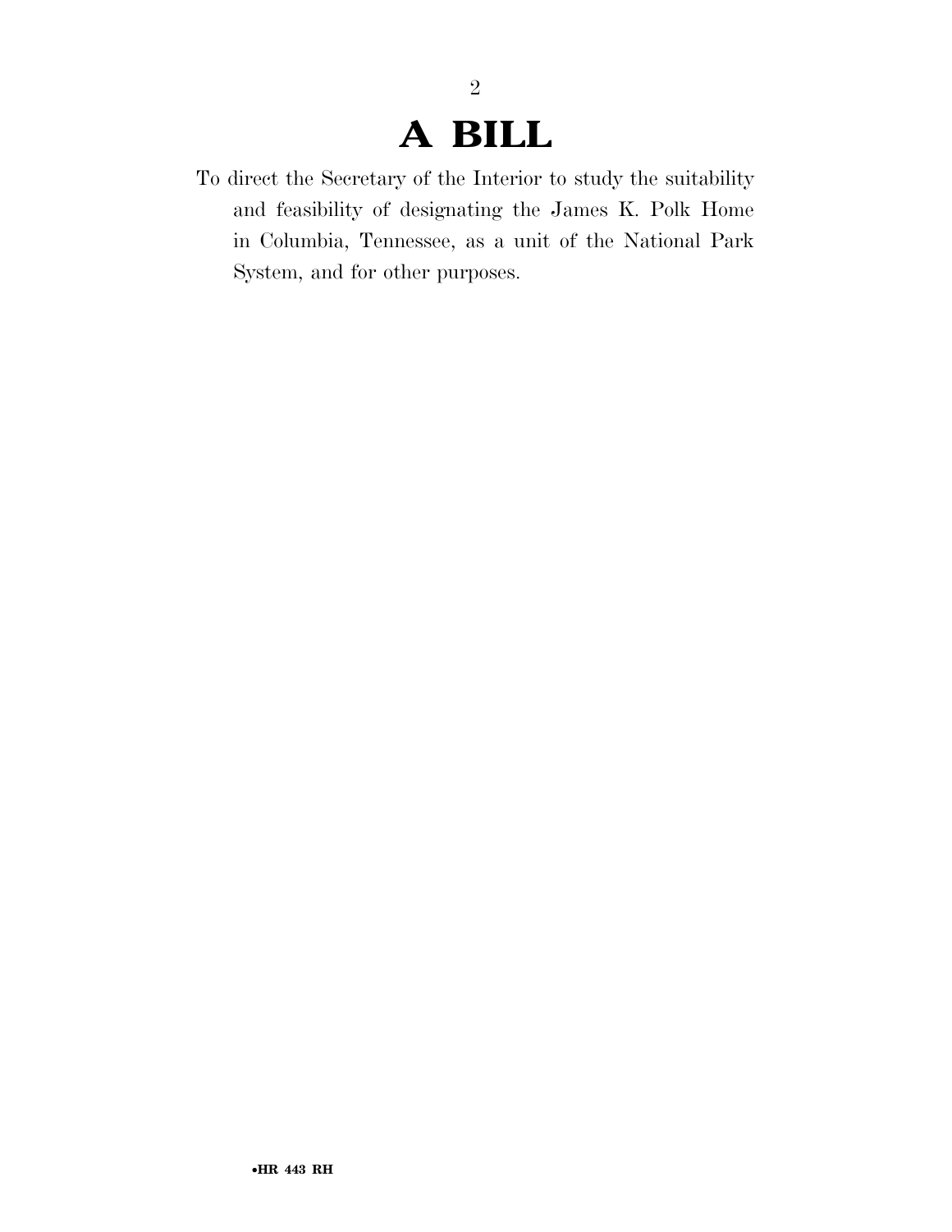# A BILL

To direct the Secretary of the Interior to study the suitability and feasibility of designating the James K. Polk Home in Columbia, Tennessee, as a unit of the National Park System, and for other purposes.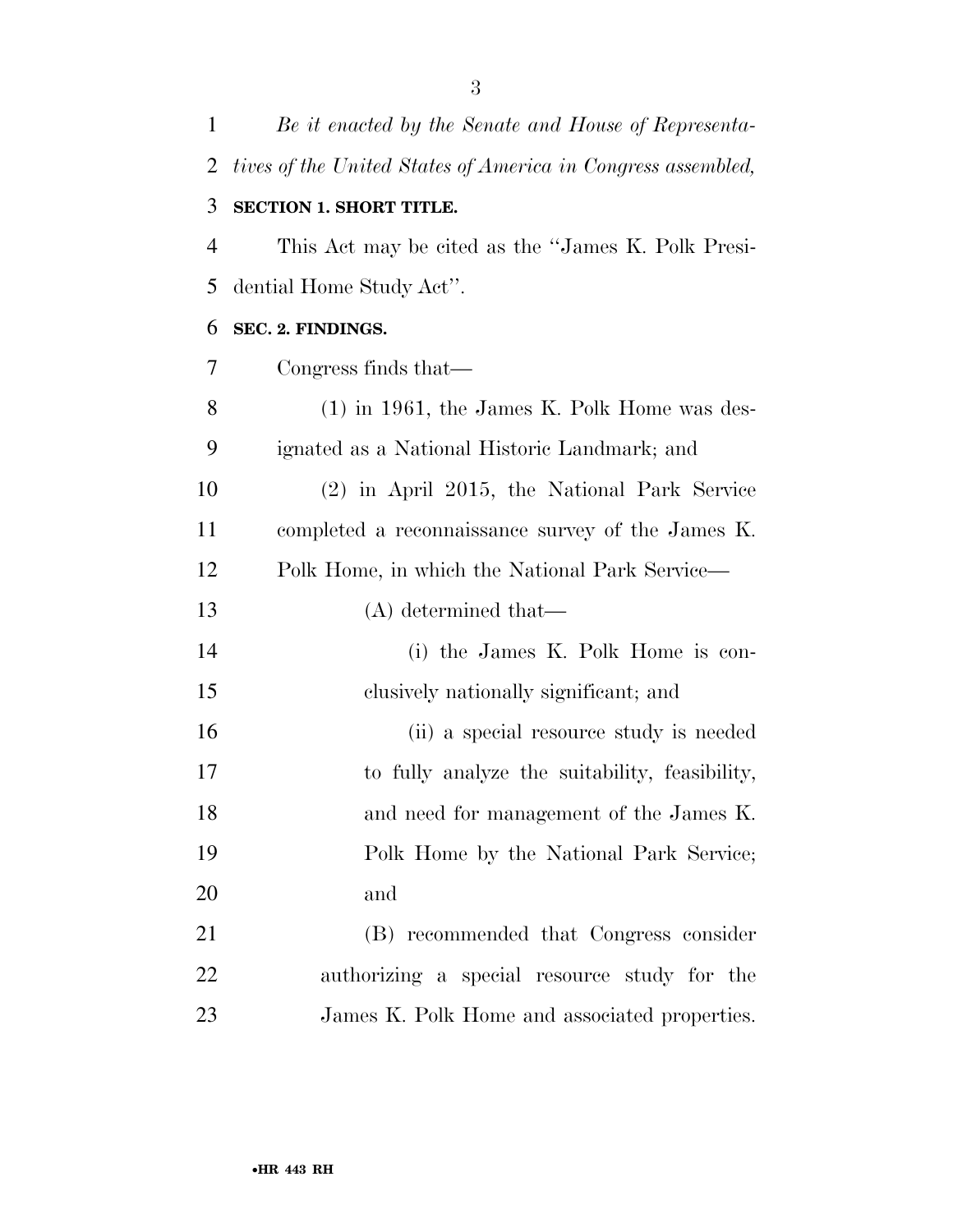*Be it enacted by the Senate and House of Representatives of the United States of America in Congress assembled,*

**SECTION 1. SHORT TITLE.**

This Act may be cited as the ''James K. Polk Presidential Home Study Act''.

**SEC. 2. FINDINGS.**

Congress finds that—

(1) in 1961, the James K. Polk Home was designated as a National Historic Landmark; and

(2) in April 2015, the National Park Service completed a reconnaissance survey of the James K. Polk Home, in which the National Park Service—

(A) determined that—

(i) the James K. Polk Home is conclusively nationally significant; and

(ii) a special resource study is needed to fully analyze the suitability, feasibility, and need for management of the James K. Polk Home by the National Park Service; and

(B) recommended that Congress consider authorizing a special resource study for the James K. Polk Home and associated properties.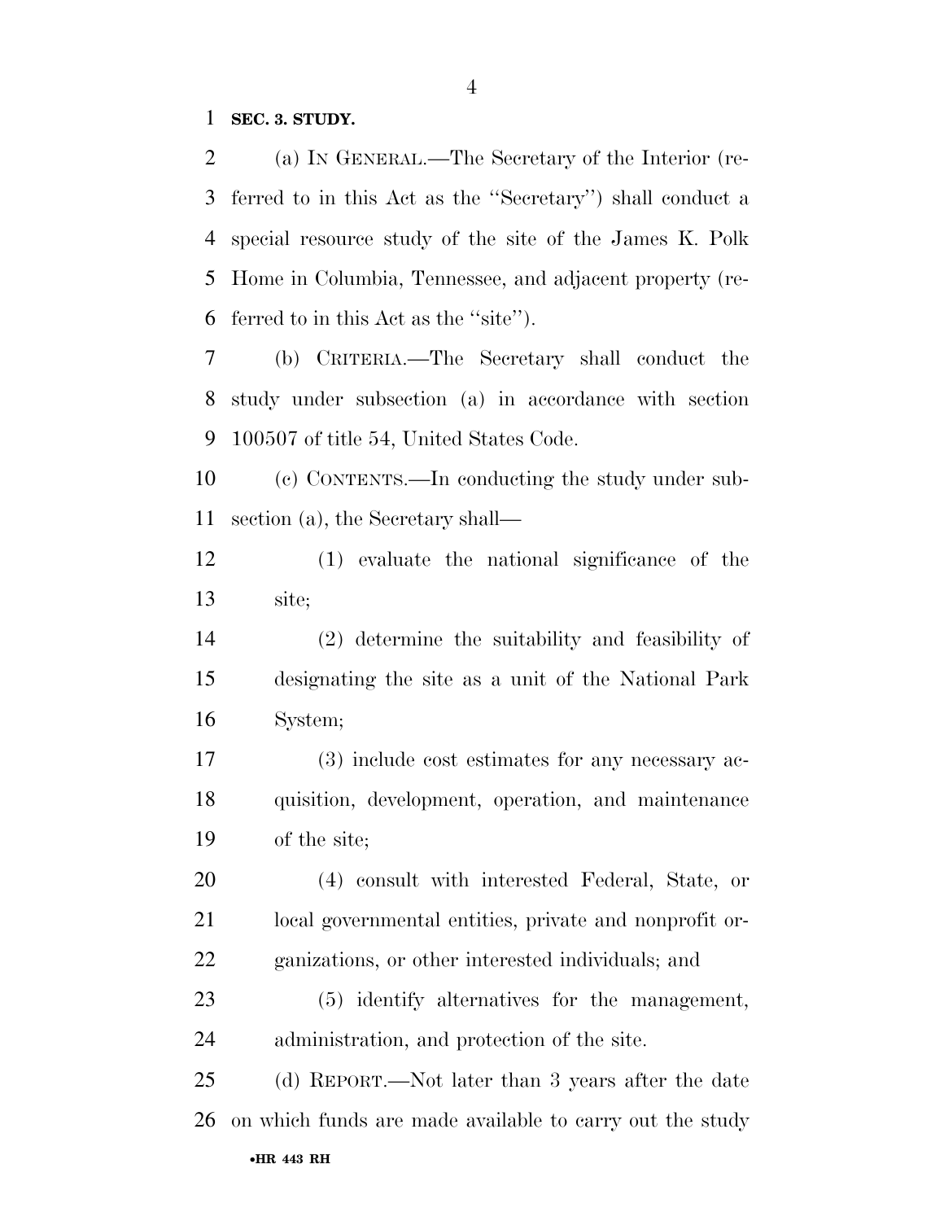**SEC. 3. STUDY.**

(a) IN GENERAL.—The Secretary of the Interior (referred to in this Act as the ''Secretary'') shall conduct a special resource study of the site of the James K. Polk Home in Columbia, Tennessee, and adjacent property (referred to in this Act as the ''site'').

(b) CRITERIA.—The Secretary shall conduct the study under subsection (a) in accordance with section 100507 of title 54, United States Code.

(c) CONTENTS.—In conducting the study under subsection (a), the Secretary shall—

(1) evaluate the national significance of the site;

(2) determine the suitability and feasibility of designating the site as a unit of the National Park System;

(3) include cost estimates for any necessary acquisition, development, operation, and maintenance of the site;

(4) consult with interested Federal, State, or local governmental entities, private and nonprofit organizations, or other interested individuals; and

(5) identify alternatives for the management, administration, and protection of the site.

(d) REPORT.—Not later than 3 years after the date on which funds are made available to carry out the study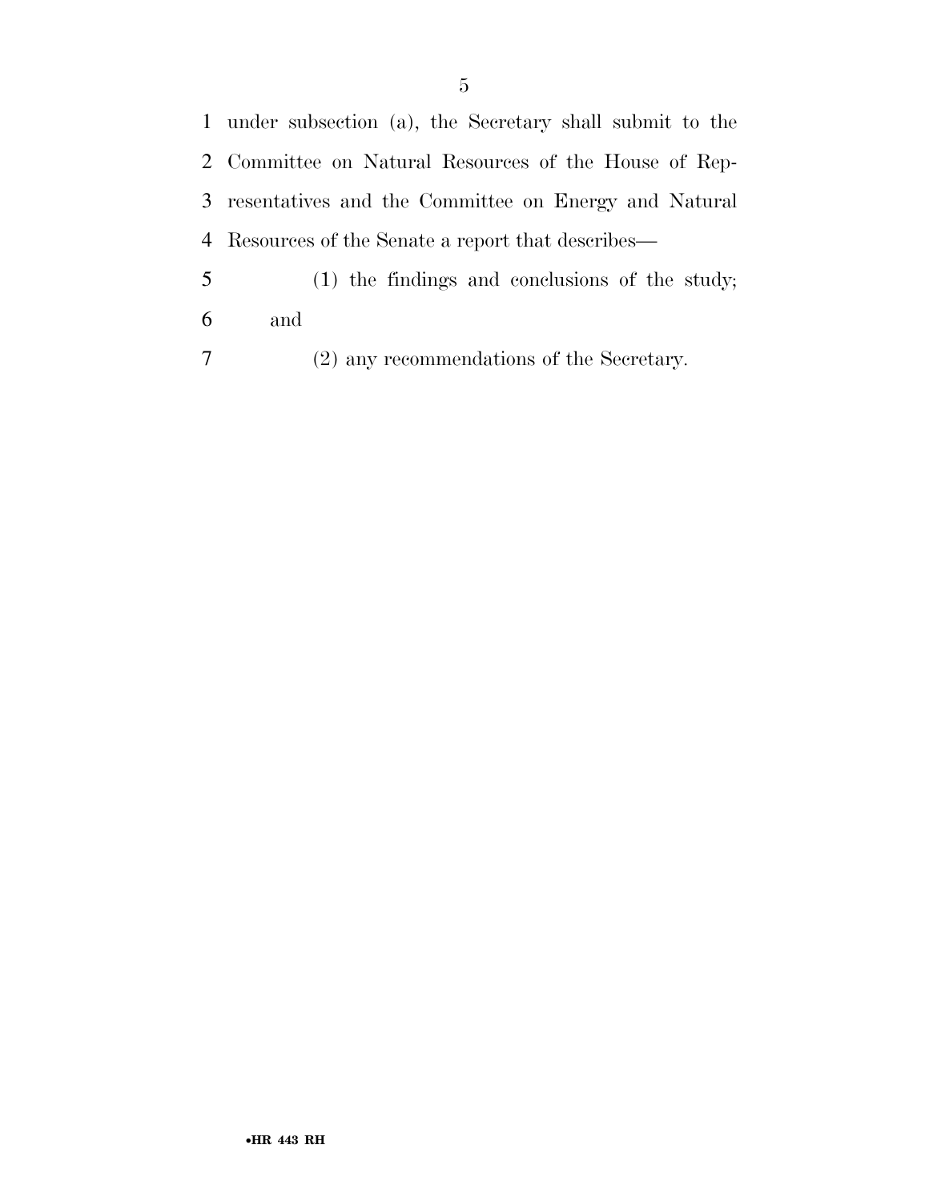under subsection (a), the Secretary shall submit to the Committee on Natural Resources of the House of Representatives and the Committee on Energy and Natural Resources of the Senate a report that describes—

(1) the findings and conclusions of the study; and

(2) any recommendations of the Secretary.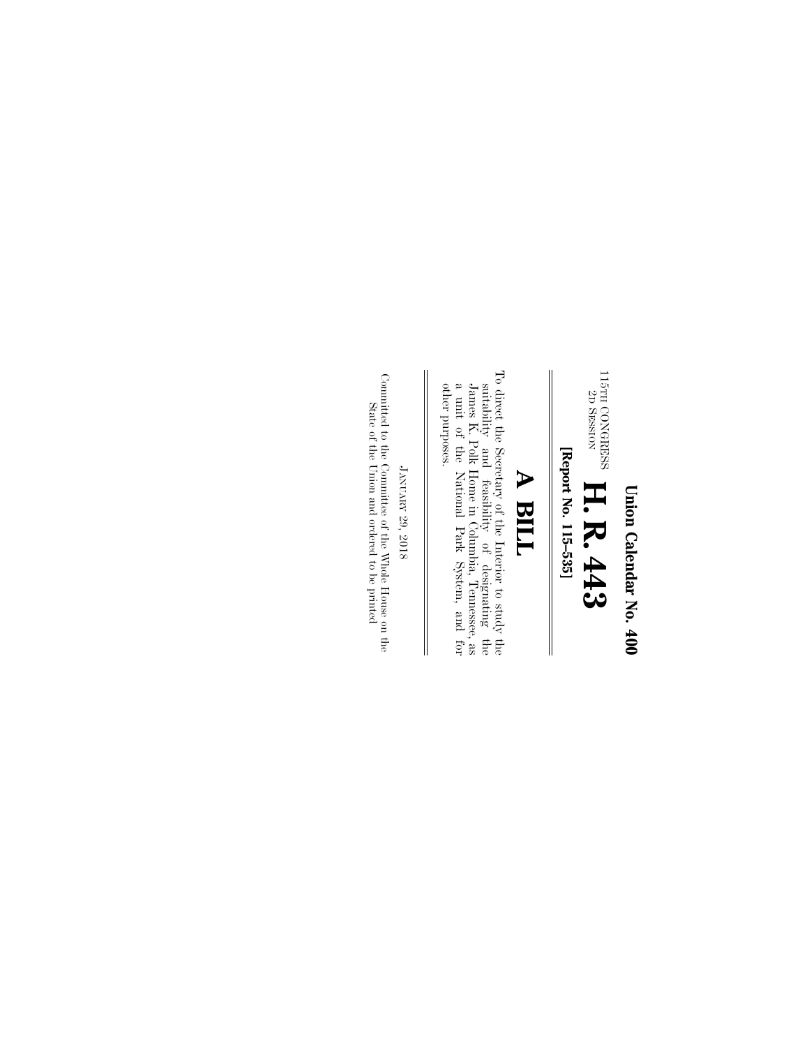**Union Calendar No. 400**

115TH CONGRESS
2D SESSION

# H. R. 443

**[Report No. 115–535]**

# A BILL

To direct the Secretary of the Interior to study the suitability and feasibility of designating the James K. Polk Home in Columbia, Tennessee, as a unit of the National Park System, and for other purposes.

JANUARY 29, 2018

Committed to the Committee of the Whole House on the State of the Union and ordered to be printed